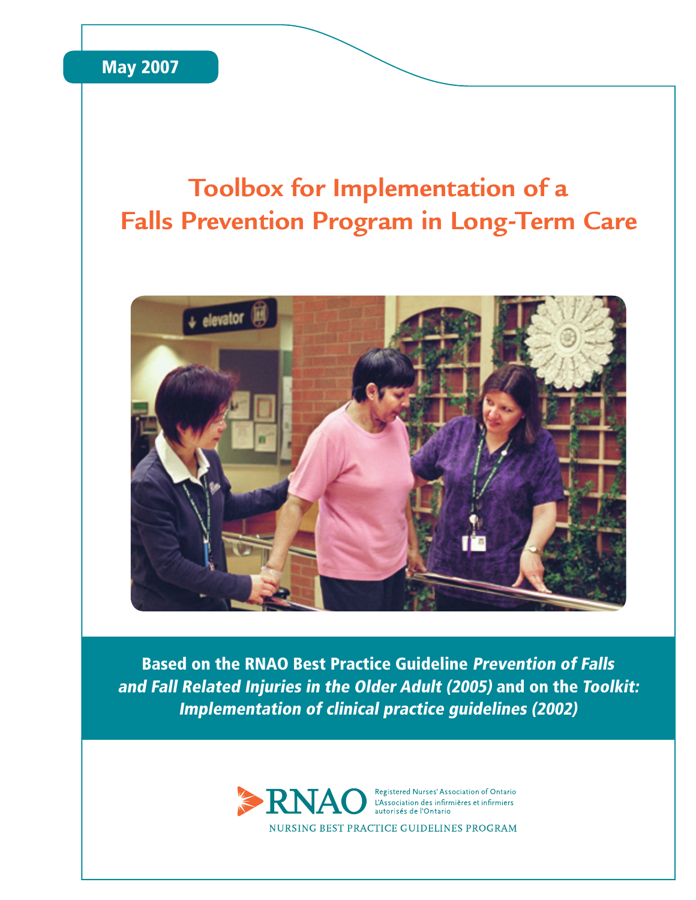May 2007

# Toolbox for Implementation of a Falls Prevention Program in Long-Term Care

**Based on the RNAO Best Practice Guideline *Prevention of Falls and Fall Related Injuries in the Older Adult (2005)* and on the *Toolkit: Implementation of clinical practice guidelines (2002)***

RNAO
Registered Nurses' Association of Ontario
L'Association des infirmières et infirmiers autorisés de l'Ontario

NURSING BEST PRACTICE GUIDELINES PROGRAM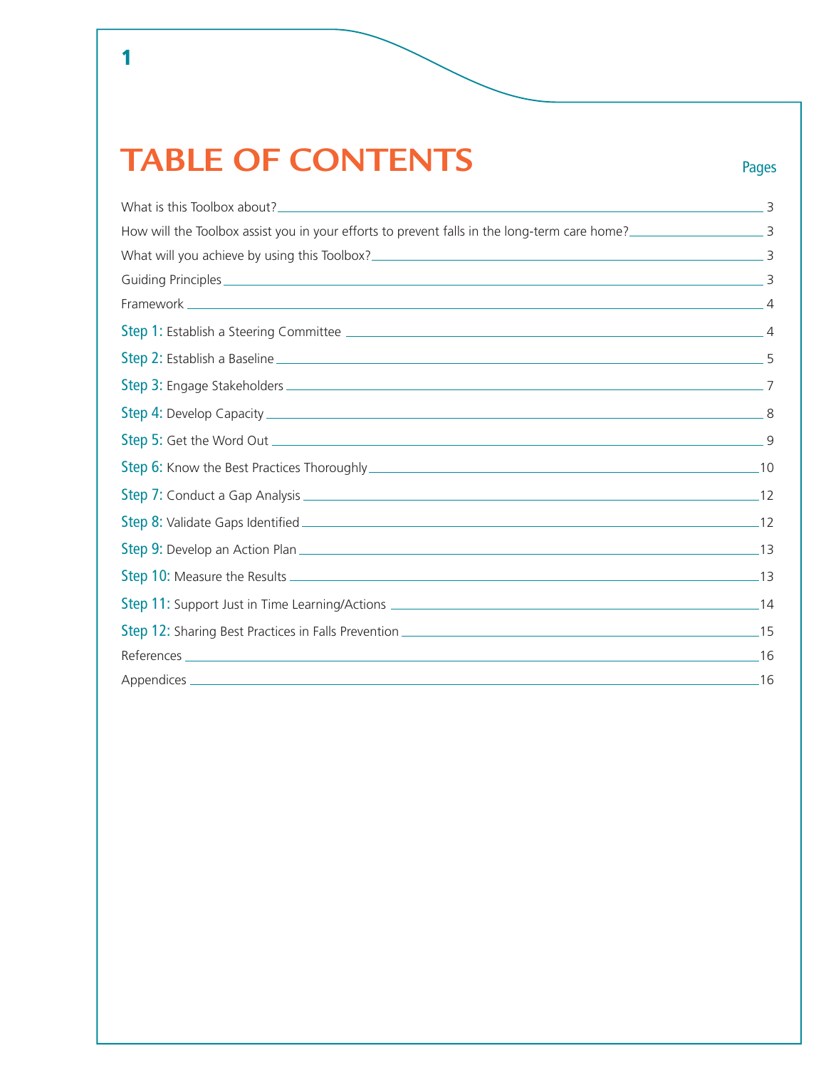# TABLE OF CONTENTS

| | Pages |
|---|---|
| What is this Toolbox about? | 3 |
| How will the Toolbox assist you in your efforts to prevent falls in the long-term care home? | 3 |
| What will you achieve by using this Toolbox? | 3 |
| Guiding Principles | 3 |
| Framework | 4 |
| Step 1: Establish a Steering Committee | 4 |
| Step 2: Establish a Baseline | 5 |
| Step 3: Engage Stakeholders | 7 |
| Step 4: Develop Capacity | 8 |
| Step 5: Get the Word Out | 9 |
| Step 6: Know the Best Practices Thoroughly | 10 |
| Step 7: Conduct a Gap Analysis | 12 |
| Step 8: Validate Gaps Identified | 12 |
| Step 9: Develop an Action Plan | 13 |
| Step 10: Measure the Results | 13 |
| Step 11: Support Just in Time Learning/Actions | 14 |
| Step 12: Sharing Best Practices in Falls Prevention | 15 |
| References | 16 |
| Appendices | 16 |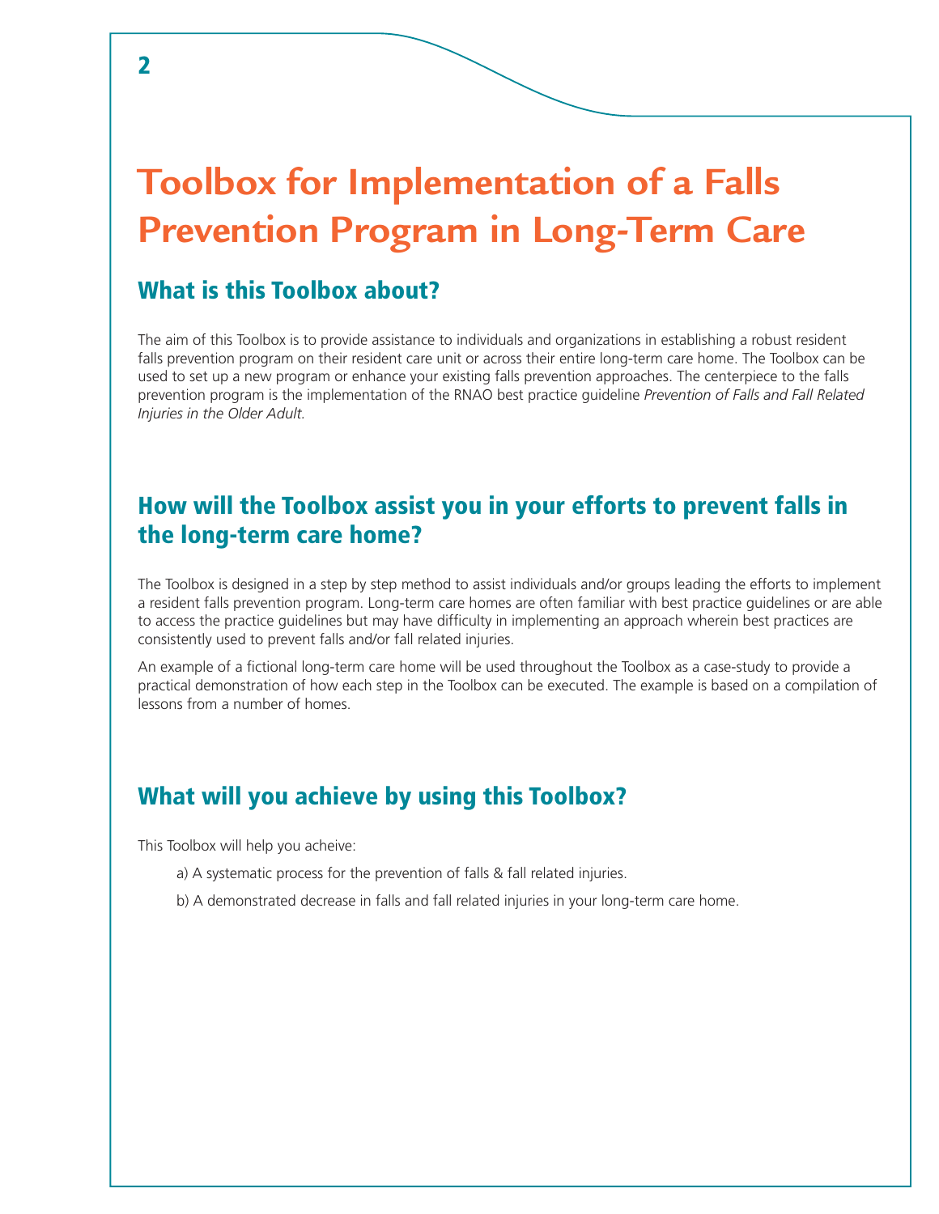# Toolbox for Implementation of a Falls Prevention Program in Long-Term Care

## What is this Toolbox about?

The aim of this Toolbox is to provide assistance to individuals and organizations in establishing a robust resident falls prevention program on their resident care unit or across their entire long-term care home. The Toolbox can be used to set up a new program or enhance your existing falls prevention approaches. The centerpiece to the falls prevention program is the implementation of the RNAO best practice guideline *Prevention of Falls and Fall Related Injuries in the Older Adult.*

## How will the Toolbox assist you in your efforts to prevent falls in the long-term care home?

The Toolbox is designed in a step by step method to assist individuals and/or groups leading the efforts to implement a resident falls prevention program. Long-term care homes are often familiar with best practice guidelines or are able to access the practice guidelines but may have difficulty in implementing an approach wherein best practices are consistently used to prevent falls and/or fall related injuries.

An example of a fictional long-term care home will be used throughout the Toolbox as a case-study to provide a practical demonstration of how each step in the Toolbox can be executed. The example is based on a compilation of lessons from a number of homes.

## What will you achieve by using this Toolbox?

This Toolbox will help you acheive:

a) A systematic process for the prevention of falls & fall related injuries.

b) A demonstrated decrease in falls and fall related injuries in your long-term care home.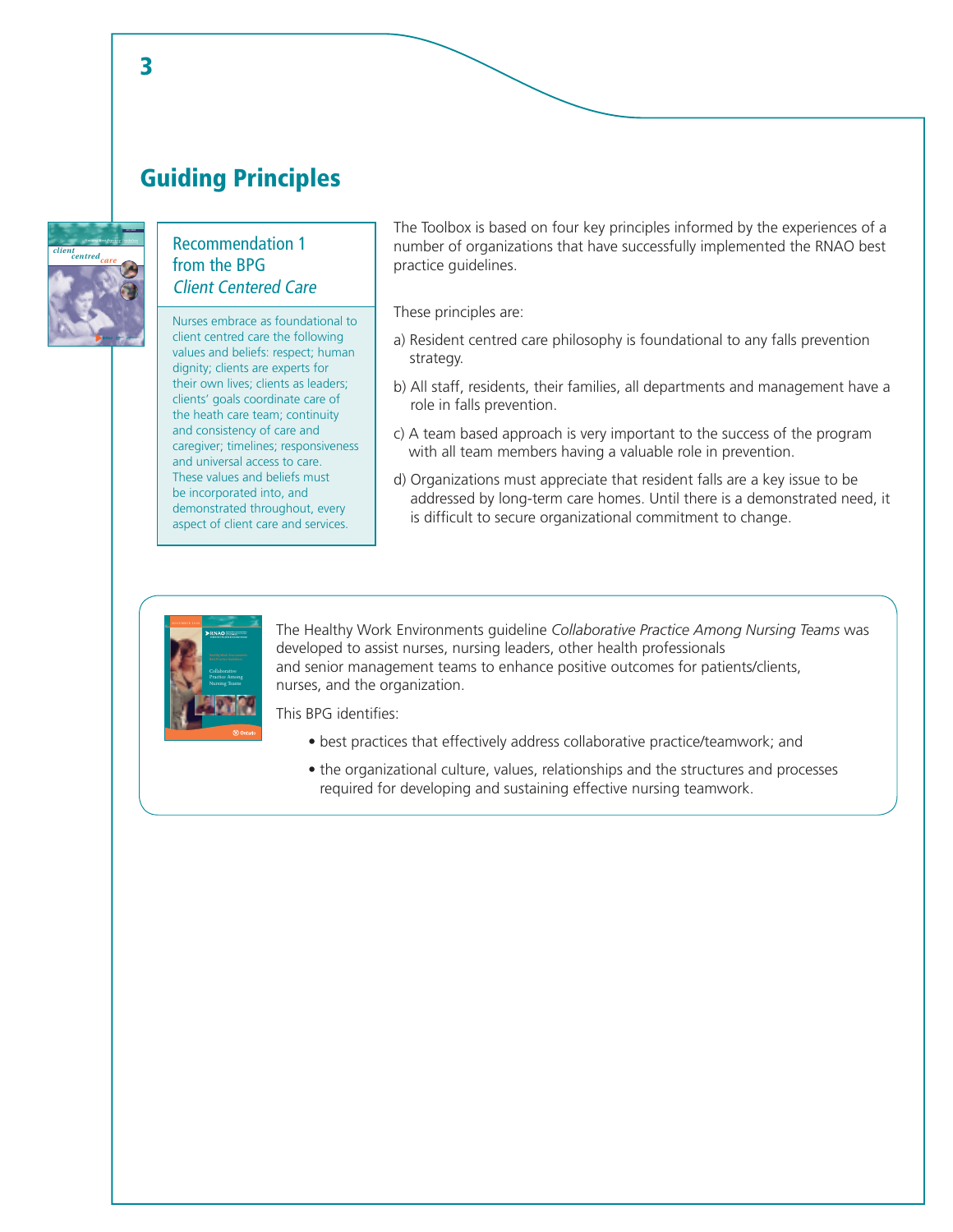# Guiding Principles

## Recommendation 1 from the BPG *Client Centered Care*

Nurses embrace as foundational to client centred care the following values and beliefs: respect; human dignity; clients are experts for their own lives; clients as leaders; clients' goals coordinate care of the heath care team; continuity and consistency of care and caregiver; timelines; responsiveness and universal access to care. These values and beliefs must be incorporated into, and demonstrated throughout, every aspect of client care and services.

The Toolbox is based on four key principles informed by the experiences of a number of organizations that have successfully implemented the RNAO best practice guidelines.

These principles are:

a) Resident centred care philosophy is foundational to any falls prevention strategy.

b) All staff, residents, their families, all departments and management have a role in falls prevention.

c) A team based approach is very important to the success of the program with all team members having a valuable role in prevention.

d) Organizations must appreciate that resident falls are a key issue to be addressed by long-term care homes. Until there is a demonstrated need, it is difficult to secure organizational commitment to change.

The Healthy Work Environments guideline *Collaborative Practice Among Nursing Teams* was developed to assist nurses, nursing leaders, other health professionals and senior management teams to enhance positive outcomes for patients/clients, nurses, and the organization.

This BPG identifies:

- best practices that effectively address collaborative practice/teamwork; and
- the organizational culture, values, relationships and the structures and processes required for developing and sustaining effective nursing teamwork.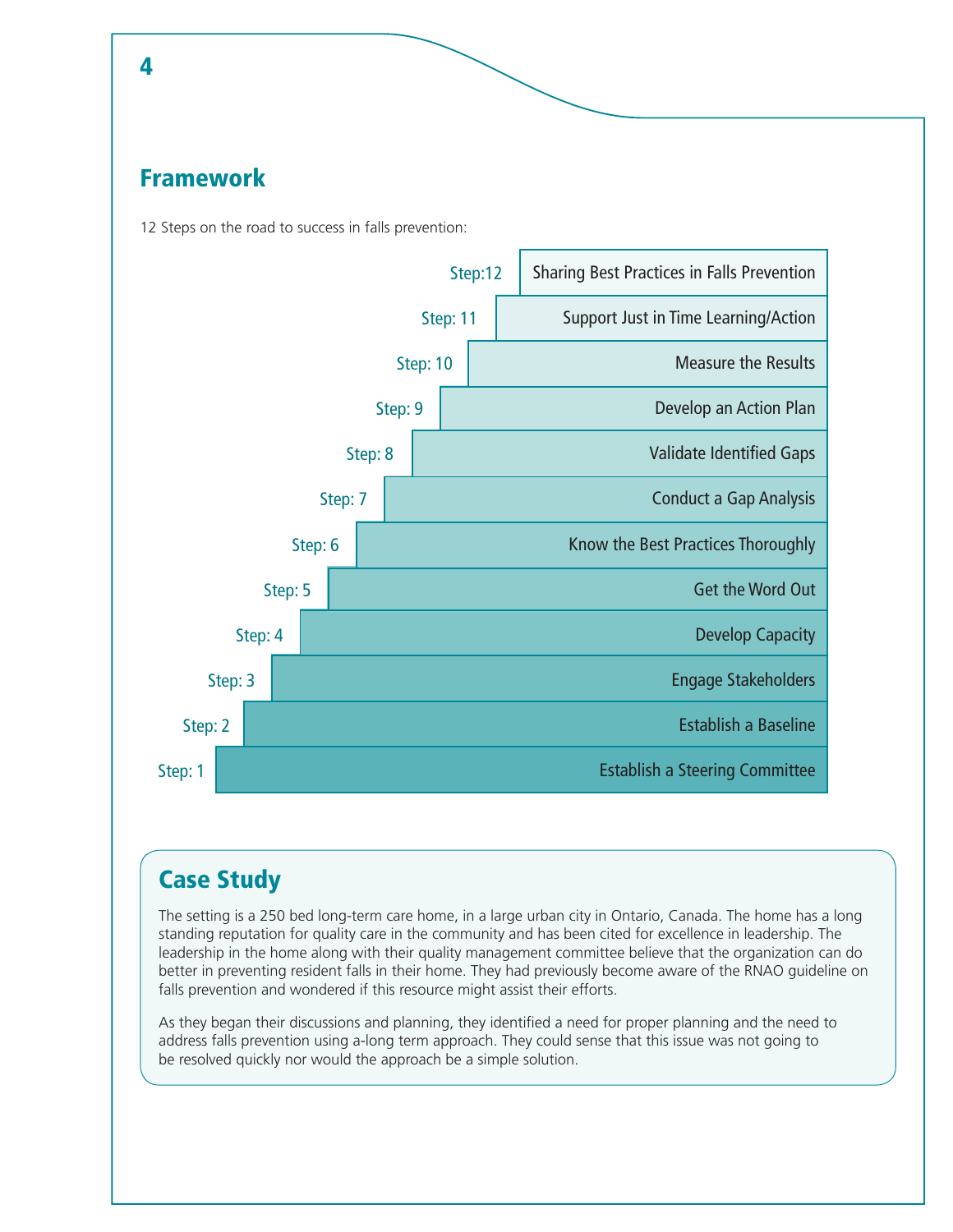## Framework

12 Steps on the road to success in falls prevention:

- Step:12 Sharing Best Practices in Falls Prevention
- Step: 11 Support Just in Time Learning/Action
- Step: 10 Measure the Results
- Step: 9 Develop an Action Plan
- Step: 8 Validate Identified Gaps
- Step: 7 Conduct a Gap Analysis
- Step: 6 Know the Best Practices Thoroughly
- Step: 5 Get the Word Out
- Step: 4 Develop Capacity
- Step: 3 Engage Stakeholders
- Step: 2 Establish a Baseline
- Step: 1 Establish a Steering Committee

## Case Study

The setting is a 250 bed long-term care home, in a large urban city in Ontario, Canada. The home has a long standing reputation for quality care in the community and has been cited for excellence in leadership. The leadership in the home along with their quality management committee believe that the organization can do better in preventing resident falls in their home. They had previously become aware of the RNAO guideline on falls prevention and wondered if this resource might assist their efforts.

As they began their discussions and planning, they identified a need for proper planning and the need to address falls prevention using a-long term approach. They could sense that this issue was not going to be resolved quickly nor would the approach be a simple solution.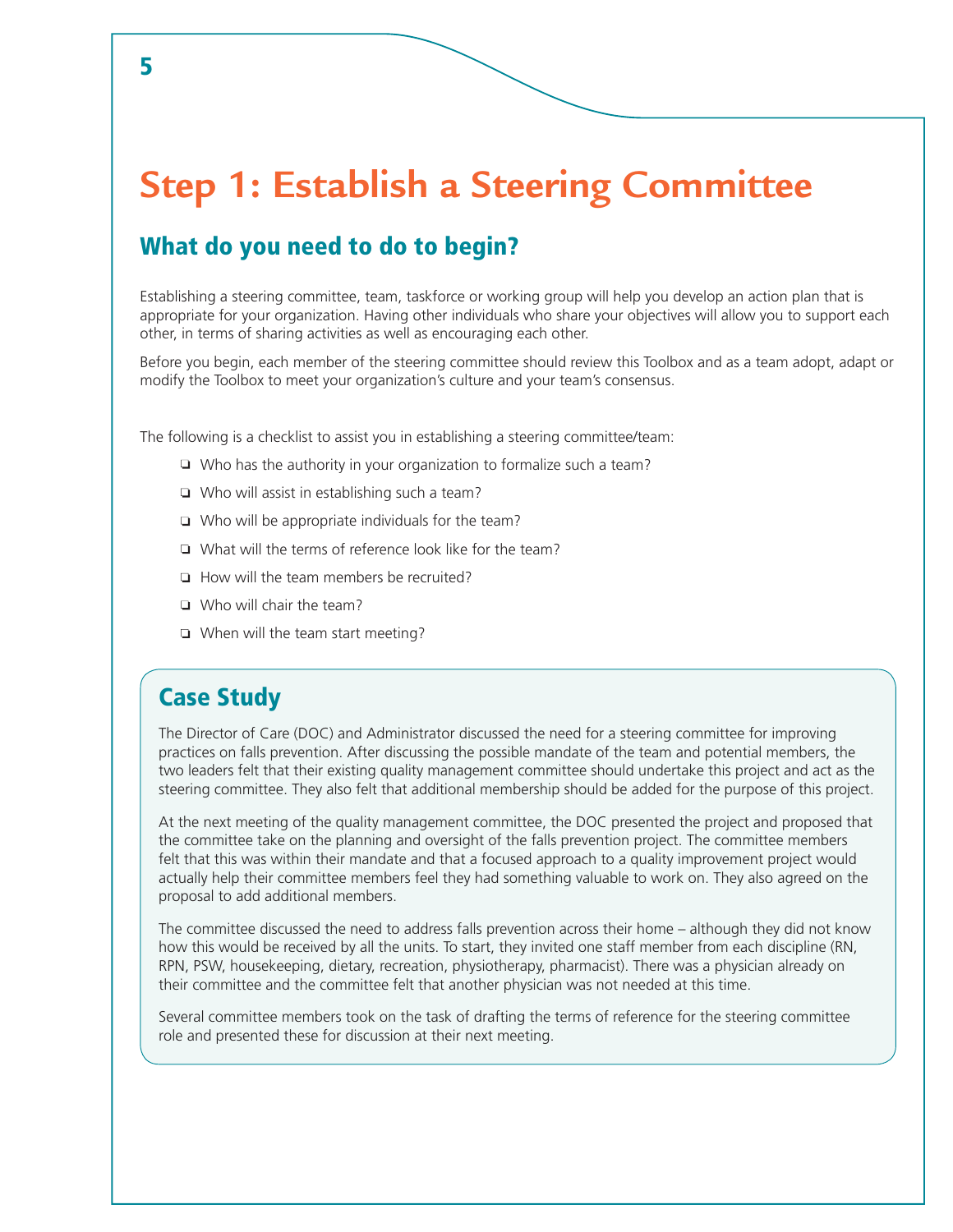# Step 1: Establish a Steering Committee

## What do you need to do to begin?

Establishing a steering committee, team, taskforce or working group will help you develop an action plan that is appropriate for your organization. Having other individuals who share your objectives will allow you to support each other, in terms of sharing activities as well as encouraging each other.

Before you begin, each member of the steering committee should review this Toolbox and as a team adopt, adapt or modify the Toolbox to meet your organization's culture and your team's consensus.

The following is a checklist to assist you in establishing a steering committee/team:

- ❏ Who has the authority in your organization to formalize such a team?
- ❏ Who will assist in establishing such a team?
- ❏ Who will be appropriate individuals for the team?
- ❏ What will the terms of reference look like for the team?
- ❏ How will the team members be recruited?
- ❏ Who will chair the team?
- ❏ When will the team start meeting?

## Case Study

The Director of Care (DOC) and Administrator discussed the need for a steering committee for improving practices on falls prevention. After discussing the possible mandate of the team and potential members, the two leaders felt that their existing quality management committee should undertake this project and act as the steering committee. They also felt that additional membership should be added for the purpose of this project.

At the next meeting of the quality management committee, the DOC presented the project and proposed that the committee take on the planning and oversight of the falls prevention project. The committee members felt that this was within their mandate and that a focused approach to a quality improvement project would actually help their committee members feel they had something valuable to work on. They also agreed on the proposal to add additional members.

The committee discussed the need to address falls prevention across their home – although they did not know how this would be received by all the units. To start, they invited one staff member from each discipline (RN, RPN, PSW, housekeeping, dietary, recreation, physiotherapy, pharmacist). There was a physician already on their committee and the committee felt that another physician was not needed at this time.

Several committee members took on the task of drafting the terms of reference for the steering committee role and presented these for discussion at their next meeting.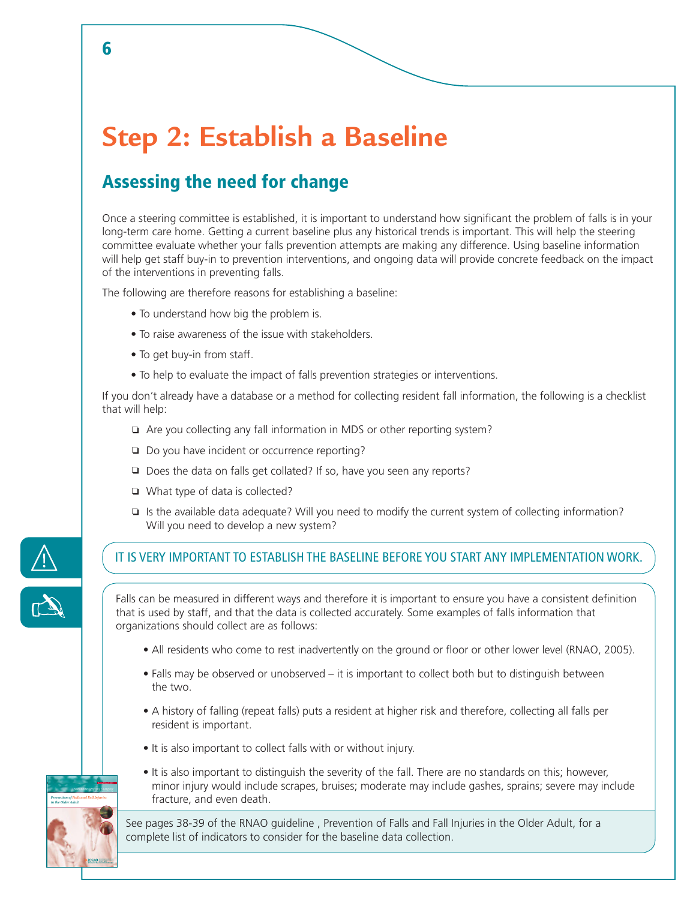# Step 2: Establish a Baseline

## Assessing the need for change

Once a steering committee is established, it is important to understand how significant the problem of falls is in your long-term care home. Getting a current baseline plus any historical trends is important. This will help the steering committee evaluate whether your falls prevention attempts are making any difference. Using baseline information will help get staff buy-in to prevention interventions, and ongoing data will provide concrete feedback on the impact of the interventions in preventing falls.

The following are therefore reasons for establishing a baseline:

- To understand how big the problem is.
- To raise awareness of the issue with stakeholders.
- To get buy-in from staff.
- To help to evaluate the impact of falls prevention strategies or interventions.

If you don't already have a database or a method for collecting resident fall information, the following is a checklist that will help:

- ❏ Are you collecting any fall information in MDS or other reporting system?
- ❏ Do you have incident or occurrence reporting?
- ❏ Does the data on falls get collated? If so, have you seen any reports?
- ❏ What type of data is collected?
- ❏ Is the available data adequate? Will you need to modify the current system of collecting information? Will you need to develop a new system?

IT IS VERY IMPORTANT TO ESTABLISH THE BASELINE BEFORE YOU START ANY IMPLEMENTATION WORK.

Falls can be measured in different ways and therefore it is important to ensure you have a consistent definition that is used by staff, and that the data is collected accurately. Some examples of falls information that organizations should collect are as follows:

- All residents who come to rest inadvertently on the ground or floor or other lower level (RNAO, 2005).
- Falls may be observed or unobserved – it is important to collect both but to distinguish between the two.
- A history of falling (repeat falls) puts a resident at higher risk and therefore, collecting all falls per resident is important.
- It is also important to collect falls with or without injury.
- It is also important to distinguish the severity of the fall. There are no standards on this; however, minor injury would include scrapes, bruises; moderate may include gashes, sprains; severe may include fracture, and even death.

See pages 38-39 of the RNAO guideline , Prevention of Falls and Fall Injuries in the Older Adult, for a complete list of indicators to consider for the baseline data collection.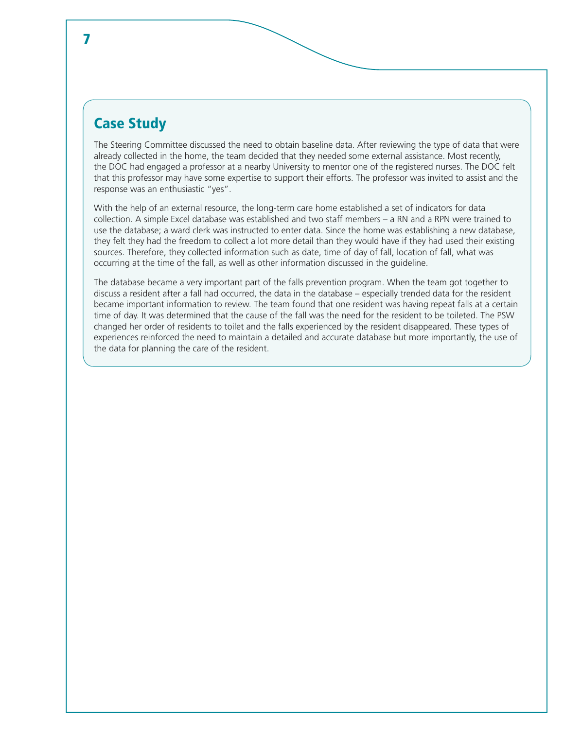## Case Study

The Steering Committee discussed the need to obtain baseline data. After reviewing the type of data that were already collected in the home, the team decided that they needed some external assistance. Most recently, the DOC had engaged a professor at a nearby University to mentor one of the registered nurses. The DOC felt that this professor may have some expertise to support their efforts. The professor was invited to assist and the response was an enthusiastic "yes".

With the help of an external resource, the long-term care home established a set of indicators for data collection. A simple Excel database was established and two staff members – a RN and a RPN were trained to use the database; a ward clerk was instructed to enter data. Since the home was establishing a new database, they felt they had the freedom to collect a lot more detail than they would have if they had used their existing sources. Therefore, they collected information such as date, time of day of fall, location of fall, what was occurring at the time of the fall, as well as other information discussed in the guideline.

The database became a very important part of the falls prevention program. When the team got together to discuss a resident after a fall had occurred, the data in the database – especially trended data for the resident became important information to review. The team found that one resident was having repeat falls at a certain time of day. It was determined that the cause of the fall was the need for the resident to be toileted. The PSW changed her order of residents to toilet and the falls experienced by the resident disappeared. These types of experiences reinforced the need to maintain a detailed and accurate database but more importantly, the use of the data for planning the care of the resident.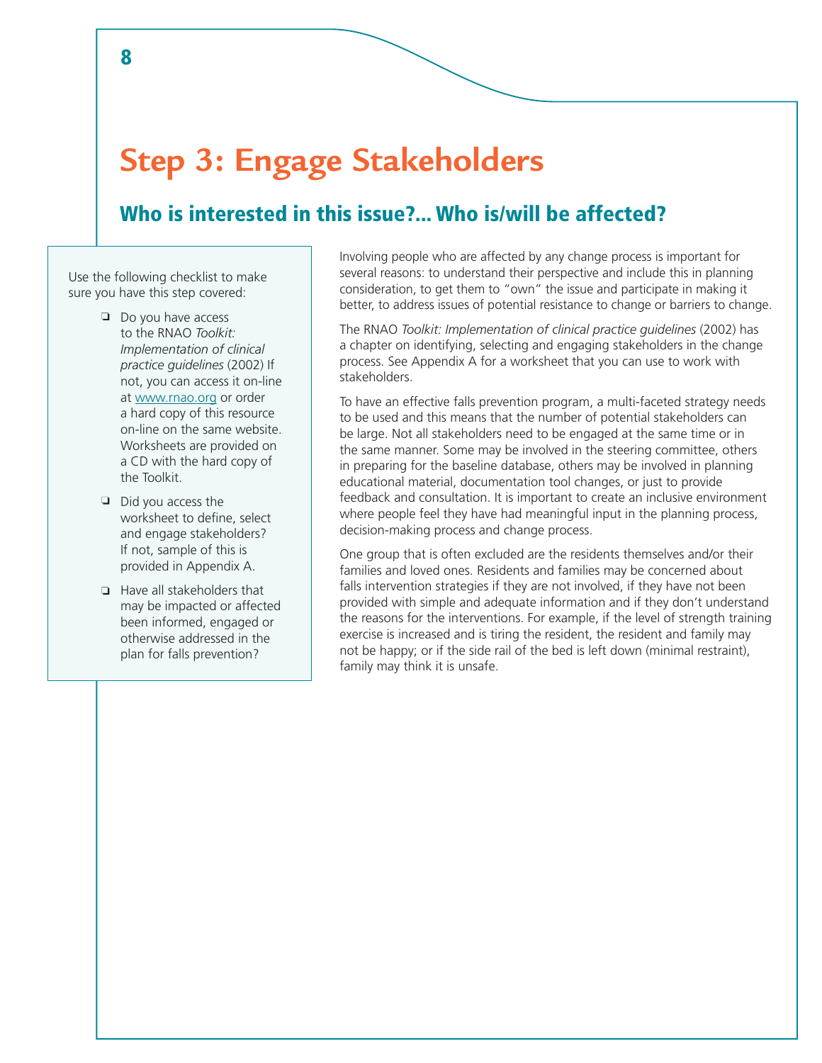# Step 3: Engage Stakeholders

## Who is interested in this issue?... Who is/will be affected?

Use the following checklist to make sure you have this step covered:

- ❑ Do you have access to the RNAO *Toolkit: Implementation of clinical practice guidelines* (2002) If not, you can access it on-line at www.rnao.org or order a hard copy of this resource on-line on the same website. Worksheets are provided on a CD with the hard copy of the Toolkit.
- ❑ Did you access the worksheet to define, select and engage stakeholders? If not, sample of this is provided in Appendix A.
- ❑ Have all stakeholders that may be impacted or affected been informed, engaged or otherwise addressed in the plan for falls prevention?

Involving people who are affected by any change process is important for several reasons: to understand their perspective and include this in planning consideration, to get them to "own" the issue and participate in making it better, to address issues of potential resistance to change or barriers to change.

The RNAO *Toolkit: Implementation of clinical practice guidelines* (2002) has a chapter on identifying, selecting and engaging stakeholders in the change process. See Appendix A for a worksheet that you can use to work with stakeholders.

To have an effective falls prevention program, a multi-faceted strategy needs to be used and this means that the number of potential stakeholders can be large. Not all stakeholders need to be engaged at the same time or in the same manner. Some may be involved in the steering committee, others in preparing for the baseline database, others may be involved in planning educational material, documentation tool changes, or just to provide feedback and consultation. It is important to create an inclusive environment where people feel they have had meaningful input in the planning process, decision-making process and change process.

One group that is often excluded are the residents themselves and/or their families and loved ones. Residents and families may be concerned about falls intervention strategies if they are not involved, if they have not been provided with simple and adequate information and if they don't understand the reasons for the interventions. For example, if the level of strength training exercise is increased and is tiring the resident, the resident and family may not be happy; or if the side rail of the bed is left down (minimal restraint), family may think it is unsafe.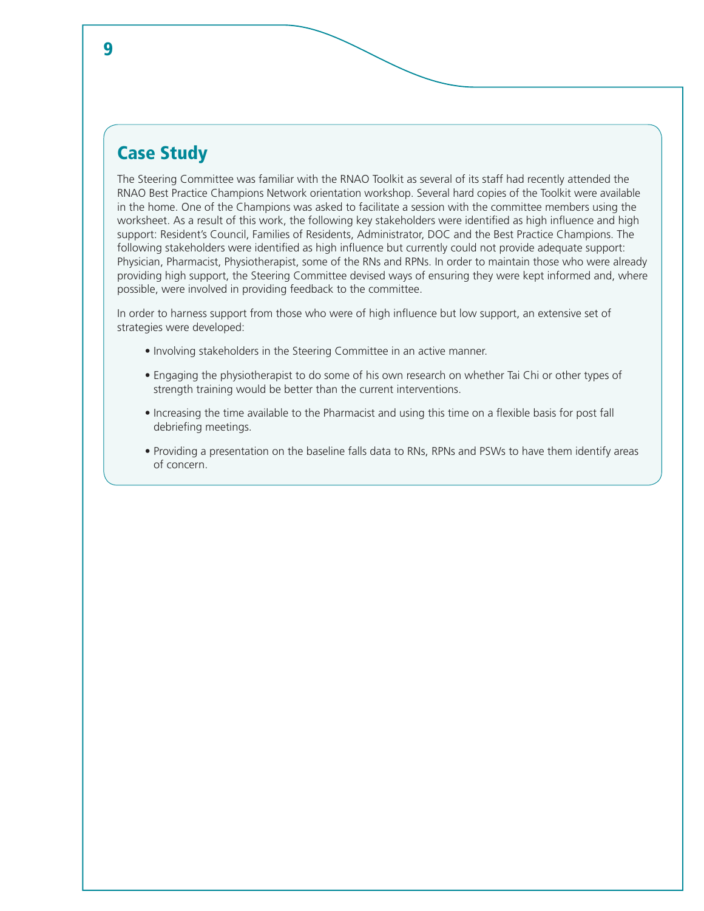## Case Study

The Steering Committee was familiar with the RNAO Toolkit as several of its staff had recently attended the RNAO Best Practice Champions Network orientation workshop. Several hard copies of the Toolkit were available in the home. One of the Champions was asked to facilitate a session with the committee members using the worksheet. As a result of this work, the following key stakeholders were identified as high influence and high support: Resident's Council, Families of Residents, Administrator, DOC and the Best Practice Champions. The following stakeholders were identified as high influence but currently could not provide adequate support: Physician, Pharmacist, Physiotherapist, some of the RNs and RPNs. In order to maintain those who were already providing high support, the Steering Committee devised ways of ensuring they were kept informed and, where possible, were involved in providing feedback to the committee.

In order to harness support from those who were of high influence but low support, an extensive set of strategies were developed:

- Involving stakeholders in the Steering Committee in an active manner.
- Engaging the physiotherapist to do some of his own research on whether Tai Chi or other types of strength training would be better than the current interventions.
- Increasing the time available to the Pharmacist and using this time on a flexible basis for post fall debriefing meetings.
- Providing a presentation on the baseline falls data to RNs, RPNs and PSWs to have them identify areas of concern.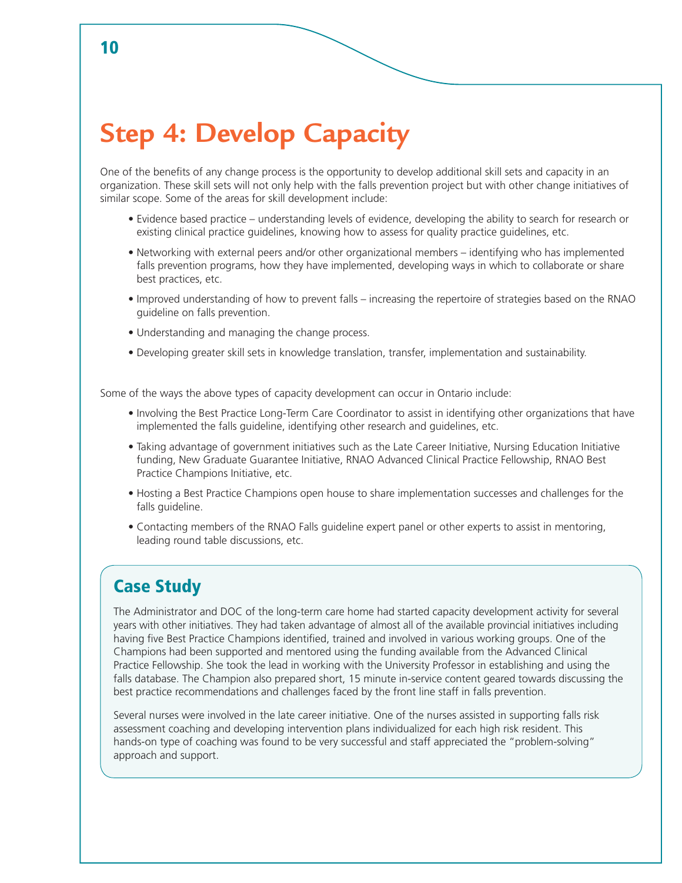# Step 4: Develop Capacity

One of the benefits of any change process is the opportunity to develop additional skill sets and capacity in an organization. These skill sets will not only help with the falls prevention project but with other change initiatives of similar scope. Some of the areas for skill development include:

- Evidence based practice – understanding levels of evidence, developing the ability to search for research or existing clinical practice guidelines, knowing how to assess for quality practice guidelines, etc.
- Networking with external peers and/or other organizational members – identifying who has implemented falls prevention programs, how they have implemented, developing ways in which to collaborate or share best practices, etc.
- Improved understanding of how to prevent falls – increasing the repertoire of strategies based on the RNAO guideline on falls prevention.
- Understanding and managing the change process.
- Developing greater skill sets in knowledge translation, transfer, implementation and sustainability.

Some of the ways the above types of capacity development can occur in Ontario include:

- Involving the Best Practice Long-Term Care Coordinator to assist in identifying other organizations that have implemented the falls guideline, identifying other research and guidelines, etc.
- Taking advantage of government initiatives such as the Late Career Initiative, Nursing Education Initiative funding, New Graduate Guarantee Initiative, RNAO Advanced Clinical Practice Fellowship, RNAO Best Practice Champions Initiative, etc.
- Hosting a Best Practice Champions open house to share implementation successes and challenges for the falls guideline.
- Contacting members of the RNAO Falls guideline expert panel or other experts to assist in mentoring, leading round table discussions, etc.

## Case Study

The Administrator and DOC of the long-term care home had started capacity development activity for several years with other initiatives. They had taken advantage of almost all of the available provincial initiatives including having five Best Practice Champions identified, trained and involved in various working groups. One of the Champions had been supported and mentored using the funding available from the Advanced Clinical Practice Fellowship. She took the lead in working with the University Professor in establishing and using the falls database. The Champion also prepared short, 15 minute in-service content geared towards discussing the best practice recommendations and challenges faced by the front line staff in falls prevention.

Several nurses were involved in the late career initiative. One of the nurses assisted in supporting falls risk assessment coaching and developing intervention plans individualized for each high risk resident. This hands-on type of coaching was found to be very successful and staff appreciated the "problem-solving" approach and support.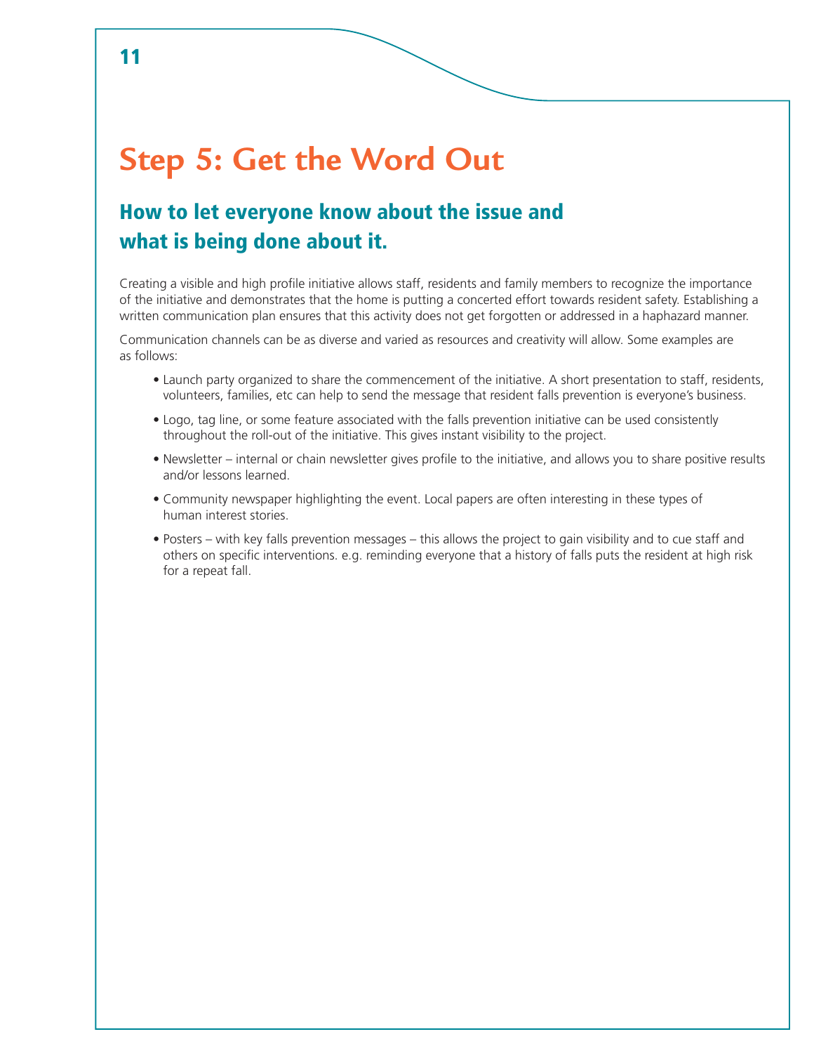# Step 5: Get the Word Out

## How to let everyone know about the issue and what is being done about it.

Creating a visible and high profile initiative allows staff, residents and family members to recognize the importance of the initiative and demonstrates that the home is putting a concerted effort towards resident safety. Establishing a written communication plan ensures that this activity does not get forgotten or addressed in a haphazard manner.

Communication channels can be as diverse and varied as resources and creativity will allow. Some examples are as follows:

- Launch party organized to share the commencement of the initiative. A short presentation to staff, residents, volunteers, families, etc can help to send the message that resident falls prevention is everyone's business.
- Logo, tag line, or some feature associated with the falls prevention initiative can be used consistently throughout the roll-out of the initiative. This gives instant visibility to the project.
- Newsletter – internal or chain newsletter gives profile to the initiative, and allows you to share positive results and/or lessons learned.
- Community newspaper highlighting the event. Local papers are often interesting in these types of human interest stories.
- Posters – with key falls prevention messages – this allows the project to gain visibility and to cue staff and others on specific interventions. e.g. reminding everyone that a history of falls puts the resident at high risk for a repeat fall.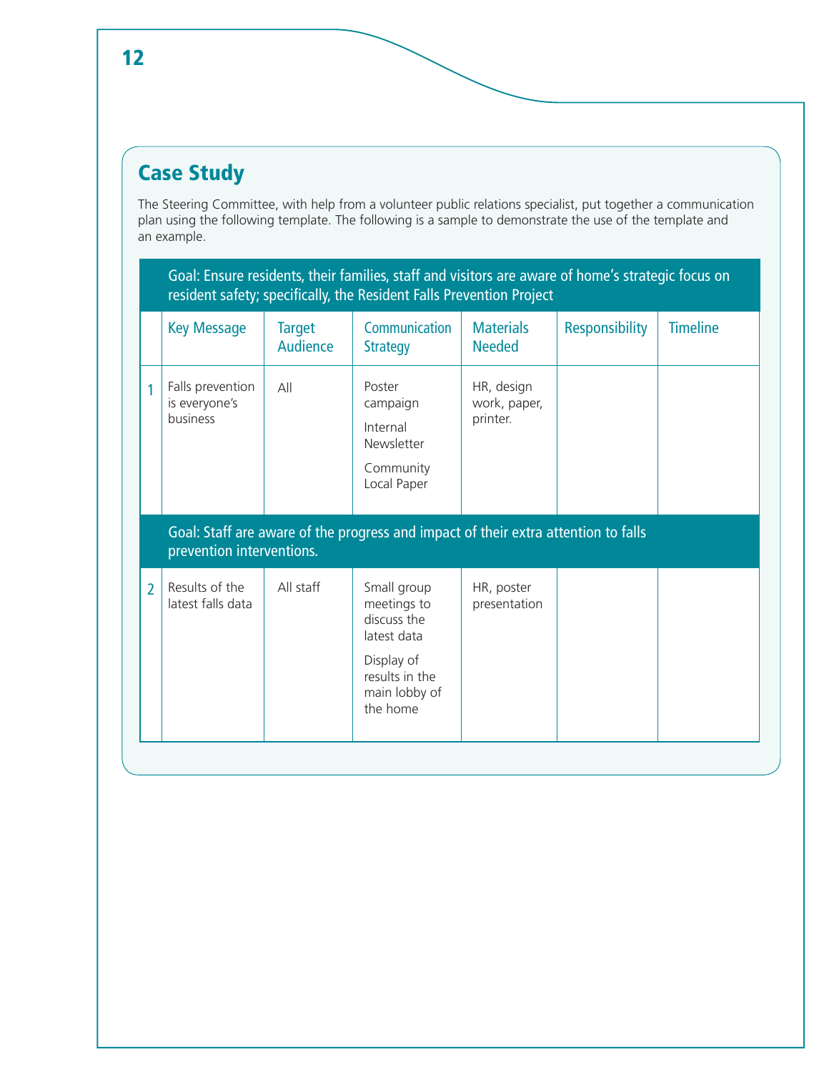## Case Study

The Steering Committee, with help from a volunteer public relations specialist, put together a communication plan using the following template. The following is a sample to demonstrate the use of the template and an example.

| | Goal: Ensure residents, their families, staff and visitors are aware of home's strategic focus on resident safety; specifically, the Resident Falls Prevention Project | | | | | |
|---|---|---|---|---|---|---|
| | **Key Message** | **Target Audience** | **Communication Strategy** | **Materials Needed** | **Responsibility** | **Timeline** |
| 1 | Falls prevention is everyone's business | All | Poster campaign<br>Internal Newsletter<br>Community Local Paper | HR, design work, paper, printer. | | |
| | **Goal: Staff are aware of the progress and impact of their extra attention to falls prevention interventions.** | | | | | |
| 2 | Results of the latest falls data | All staff | Small group meetings to discuss the latest data<br>Display of results in the main lobby of the home | HR, poster presentation | | |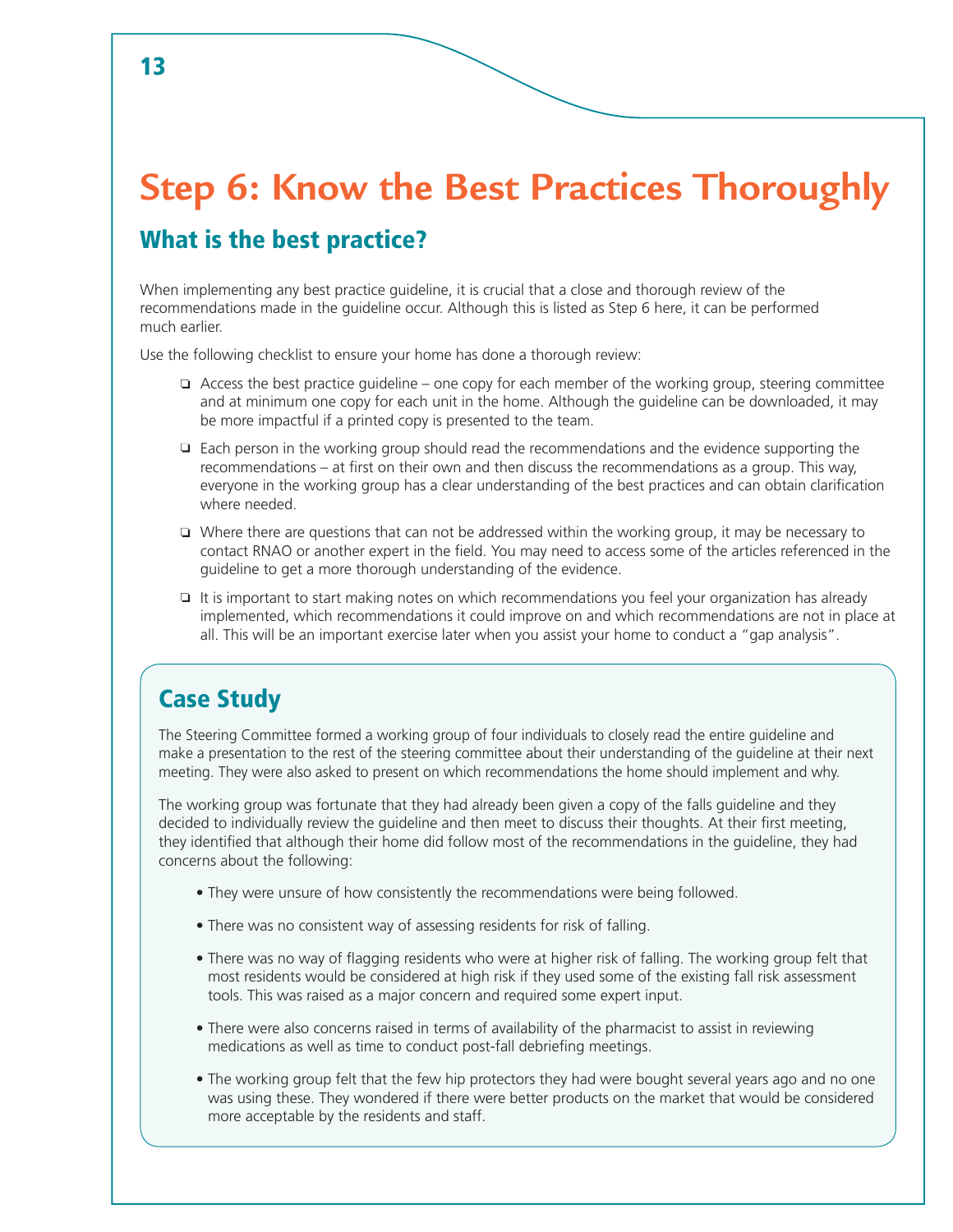# Step 6: Know the Best Practices Thoroughly

## What is the best practice?

When implementing any best practice guideline, it is crucial that a close and thorough review of the recommendations made in the guideline occur. Although this is listed as Step 6 here, it can be performed much earlier.

Use the following checklist to ensure your home has done a thorough review:

- ❑ Access the best practice guideline – one copy for each member of the working group, steering committee and at minimum one copy for each unit in the home. Although the guideline can be downloaded, it may be more impactful if a printed copy is presented to the team.
- ❑ Each person in the working group should read the recommendations and the evidence supporting the recommendations – at first on their own and then discuss the recommendations as a group. This way, everyone in the working group has a clear understanding of the best practices and can obtain clarification where needed.
- ❑ Where there are questions that can not be addressed within the working group, it may be necessary to contact RNAO or another expert in the field. You may need to access some of the articles referenced in the guideline to get a more thorough understanding of the evidence.
- ❑ It is important to start making notes on which recommendations you feel your organization has already implemented, which recommendations it could improve on and which recommendations are not in place at all. This will be an important exercise later when you assist your home to conduct a "gap analysis".

## Case Study

The Steering Committee formed a working group of four individuals to closely read the entire guideline and make a presentation to the rest of the steering committee about their understanding of the guideline at their next meeting. They were also asked to present on which recommendations the home should implement and why.

The working group was fortunate that they had already been given a copy of the falls guideline and they decided to individually review the guideline and then meet to discuss their thoughts. At their first meeting, they identified that although their home did follow most of the recommendations in the guideline, they had concerns about the following:

- They were unsure of how consistently the recommendations were being followed.
- There was no consistent way of assessing residents for risk of falling.
- There was no way of flagging residents who were at higher risk of falling. The working group felt that most residents would be considered at high risk if they used some of the existing fall risk assessment tools. This was raised as a major concern and required some expert input.
- There were also concerns raised in terms of availability of the pharmacist to assist in reviewing medications as well as time to conduct post-fall debriefing meetings.
- The working group felt that the few hip protectors they had were bought several years ago and no one was using these. They wondered if there were better products on the market that would be considered more acceptable by the residents and staff.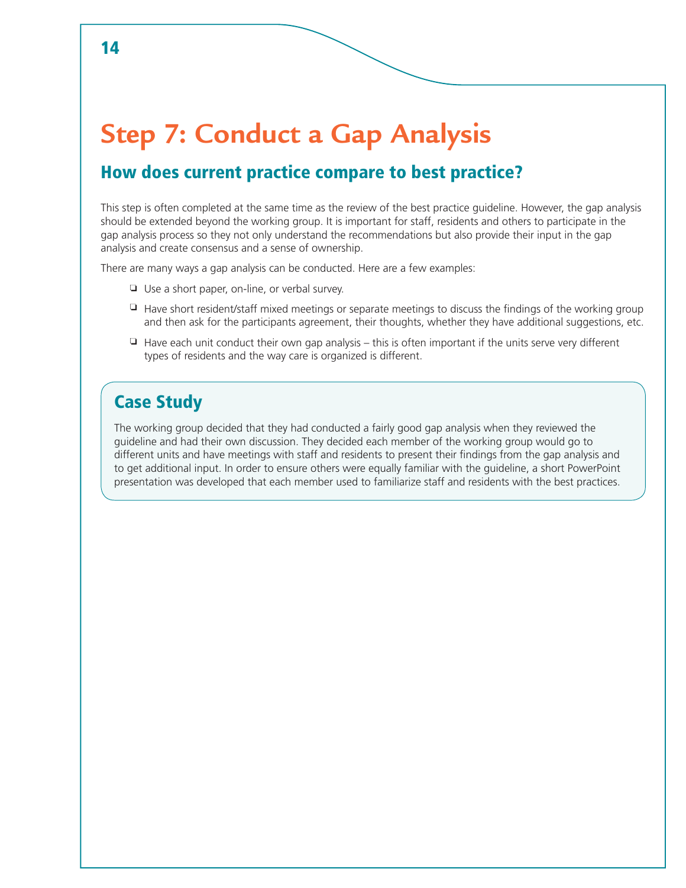# Step 7: Conduct a Gap Analysis

## How does current practice compare to best practice?

This step is often completed at the same time as the review of the best practice guideline. However, the gap analysis should be extended beyond the working group. It is important for staff, residents and others to participate in the gap analysis process so they not only understand the recommendations but also provide their input in the gap analysis and create consensus and a sense of ownership.

There are many ways a gap analysis can be conducted. Here are a few examples:

- ❑ Use a short paper, on-line, or verbal survey.
- ❑ Have short resident/staff mixed meetings or separate meetings to discuss the findings of the working group and then ask for the participants agreement, their thoughts, whether they have additional suggestions, etc.
- ❑ Have each unit conduct their own gap analysis – this is often important if the units serve very different types of residents and the way care is organized is different.

### Case Study

The working group decided that they had conducted a fairly good gap analysis when they reviewed the guideline and had their own discussion. They decided each member of the working group would go to different units and have meetings with staff and residents to present their findings from the gap analysis and to get additional input. In order to ensure others were equally familiar with the guideline, a short PowerPoint presentation was developed that each member used to familiarize staff and residents with the best practices.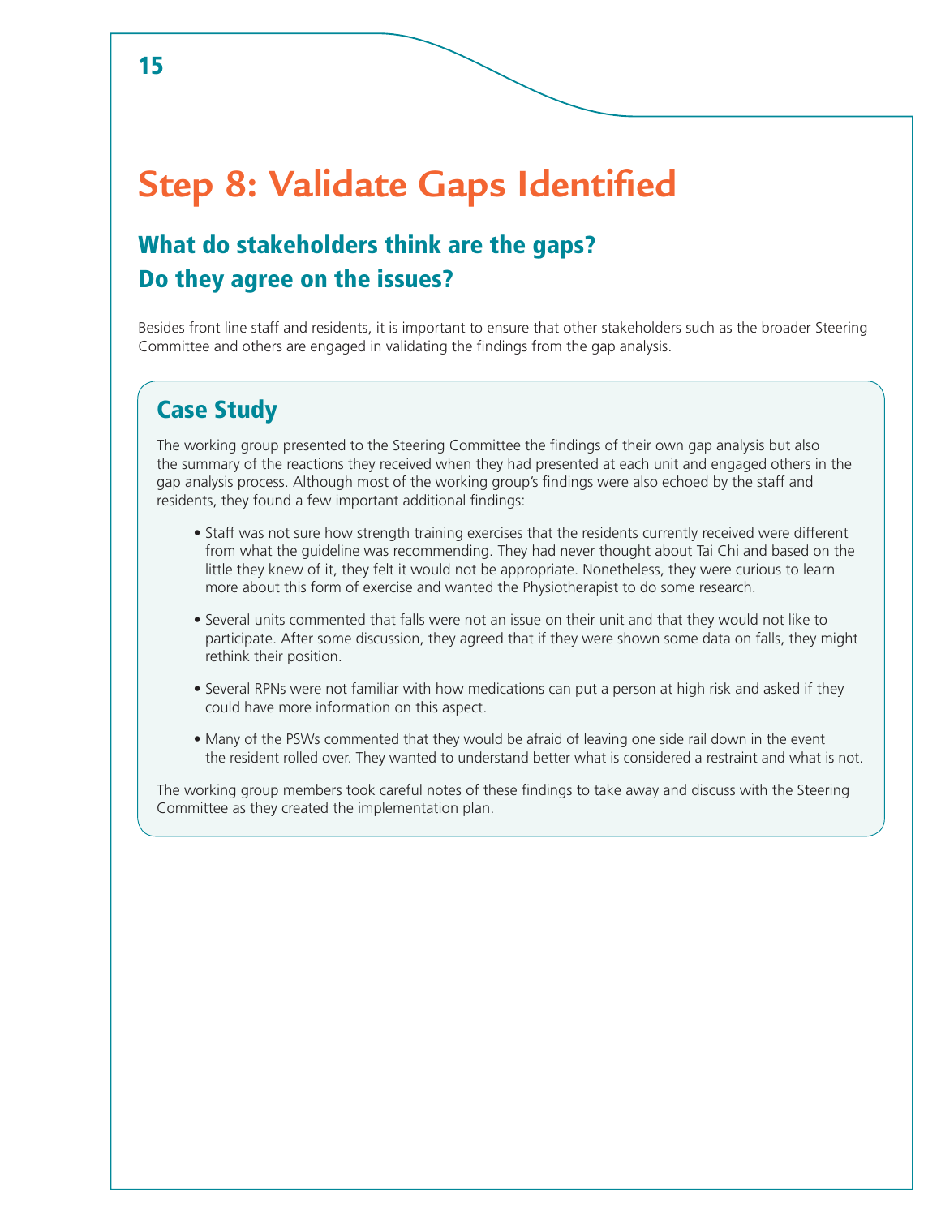# Step 8: Validate Gaps Identified

## What do stakeholders think are the gaps? Do they agree on the issues?

Besides front line staff and residents, it is important to ensure that other stakeholders such as the broader Steering Committee and others are engaged in validating the findings from the gap analysis.

### Case Study

The working group presented to the Steering Committee the findings of their own gap analysis but also the summary of the reactions they received when they had presented at each unit and engaged others in the gap analysis process. Although most of the working group's findings were also echoed by the staff and residents, they found a few important additional findings:

- Staff was not sure how strength training exercises that the residents currently received were different from what the guideline was recommending. They had never thought about Tai Chi and based on the little they knew of it, they felt it would not be appropriate. Nonetheless, they were curious to learn more about this form of exercise and wanted the Physiotherapist to do some research.
- Several units commented that falls were not an issue on their unit and that they would not like to participate. After some discussion, they agreed that if they were shown some data on falls, they might rethink their position.
- Several RPNs were not familiar with how medications can put a person at high risk and asked if they could have more information on this aspect.
- Many of the PSWs commented that they would be afraid of leaving one side rail down in the event the resident rolled over. They wanted to understand better what is considered a restraint and what is not.

The working group members took careful notes of these findings to take away and discuss with the Steering Committee as they created the implementation plan.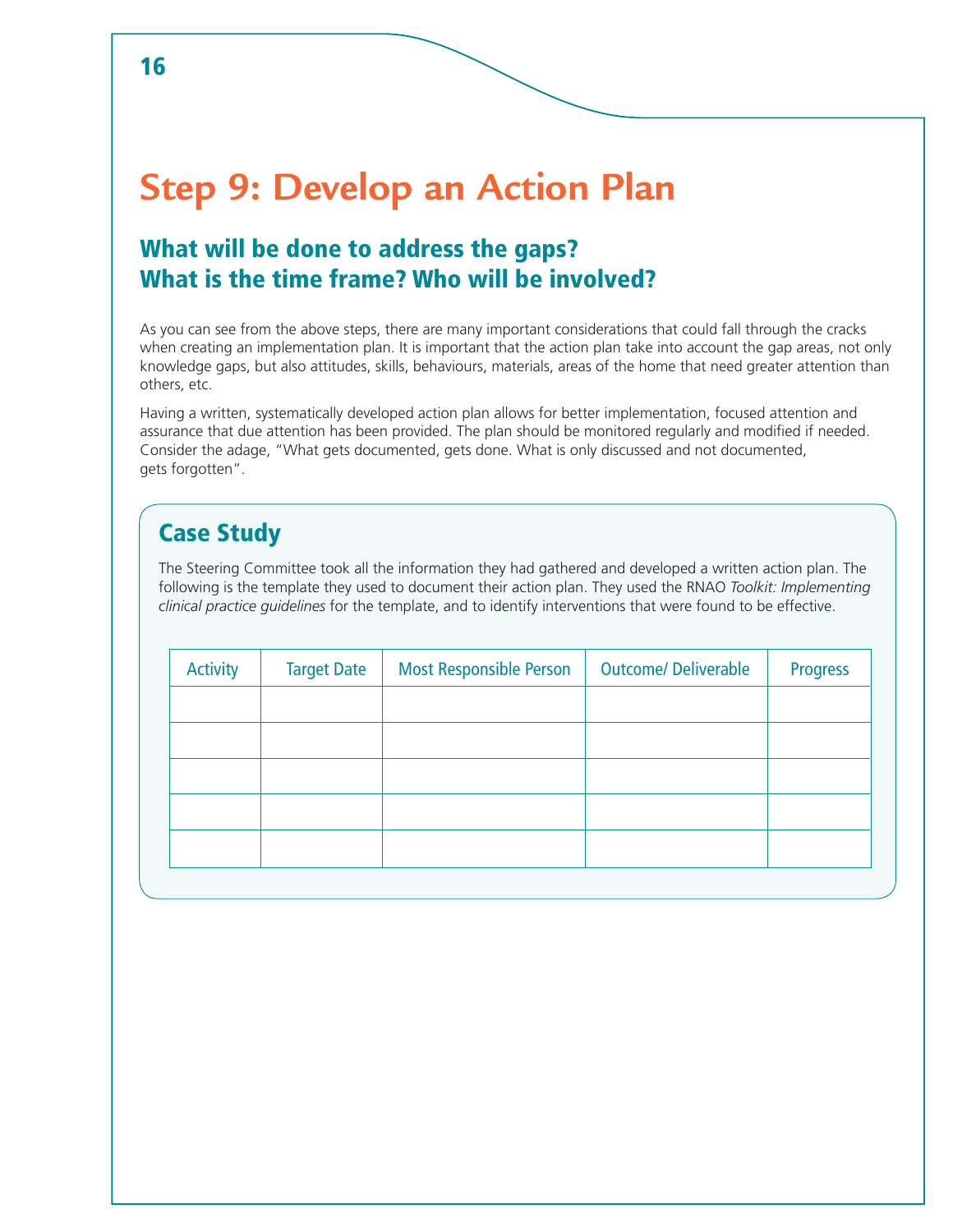# Step 9: Develop an Action Plan

## What will be done to address the gaps?
## What is the time frame? Who will be involved?

As you can see from the above steps, there are many important considerations that could fall through the cracks when creating an implementation plan. It is important that the action plan take into account the gap areas, not only knowledge gaps, but also attitudes, skills, behaviours, materials, areas of the home that need greater attention than others, etc.

Having a written, systematically developed action plan allows for better implementation, focused attention and assurance that due attention has been provided. The plan should be monitored regularly and modified if needed. Consider the adage, "What gets documented, gets done. What is only discussed and not documented, gets forgotten".

### Case Study

The Steering Committee took all the information they had gathered and developed a written action plan. The following is the template they used to document their action plan. They used the RNAO *Toolkit: Implementing clinical practice guidelines* for the template, and to identify interventions that were found to be effective.

| Activity | Target Date | Most Responsible Person | Outcome/ Deliverable | Progress |
|---|---|---|---|---|
| | | | | |
| | | | | |
| | | | | |
| | | | | |
| | | | | |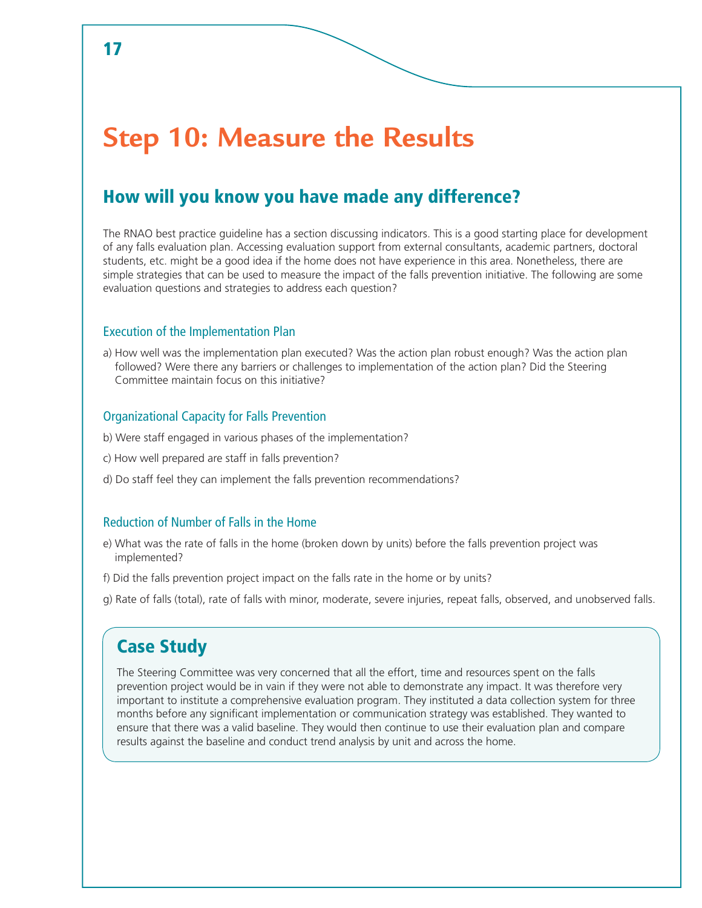# Step 10: Measure the Results

## How will you know you have made any difference?

The RNAO best practice guideline has a section discussing indicators. This is a good starting place for development of any falls evaluation plan. Accessing evaluation support from external consultants, academic partners, doctoral students, etc. might be a good idea if the home does not have experience in this area. Nonetheless, there are simple strategies that can be used to measure the impact of the falls prevention initiative. The following are some evaluation questions and strategies to address each question?

### Execution of the Implementation Plan

a) How well was the implementation plan executed? Was the action plan robust enough? Was the action plan followed? Were there any barriers or challenges to implementation of the action plan? Did the Steering Committee maintain focus on this initiative?

### Organizational Capacity for Falls Prevention

b) Were staff engaged in various phases of the implementation?

c) How well prepared are staff in falls prevention?

d) Do staff feel they can implement the falls prevention recommendations?

### Reduction of Number of Falls in the Home

e) What was the rate of falls in the home (broken down by units) before the falls prevention project was implemented?

f) Did the falls prevention project impact on the falls rate in the home or by units?

g) Rate of falls (total), rate of falls with minor, moderate, severe injuries, repeat falls, observed, and unobserved falls.

## Case Study

The Steering Committee was very concerned that all the effort, time and resources spent on the falls prevention project would be in vain if they were not able to demonstrate any impact. It was therefore very important to institute a comprehensive evaluation program. They instituted a data collection system for three months before any significant implementation or communication strategy was established. They wanted to ensure that there was a valid baseline. They would then continue to use their evaluation plan and compare results against the baseline and conduct trend analysis by unit and across the home.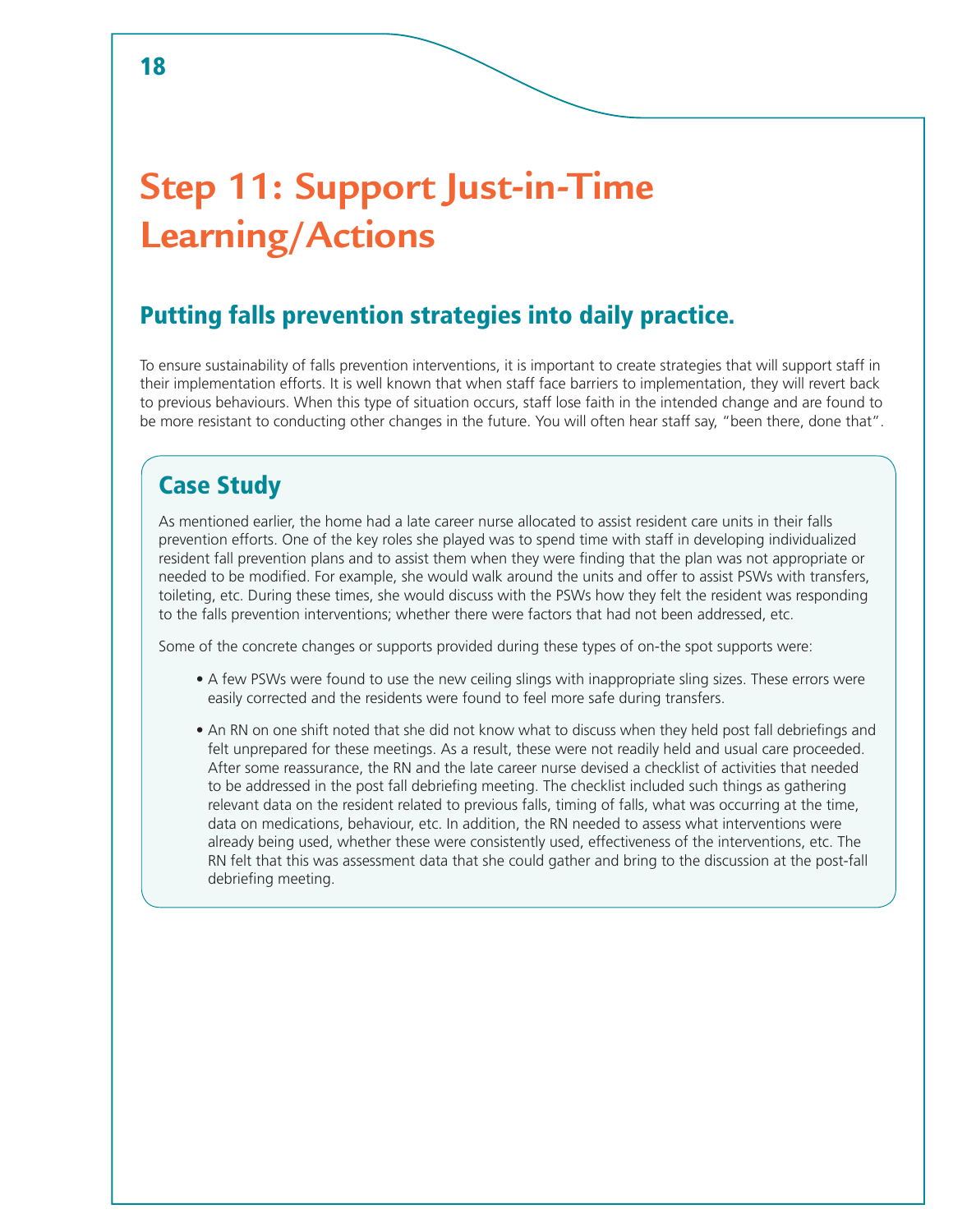# Step 11: Support Just-in-Time Learning/Actions

## Putting falls prevention strategies into daily practice.

To ensure sustainability of falls prevention interventions, it is important to create strategies that will support staff in their implementation efforts. It is well known that when staff face barriers to implementation, they will revert back to previous behaviours. When this type of situation occurs, staff lose faith in the intended change and are found to be more resistant to conducting other changes in the future. You will often hear staff say, "been there, done that".

### Case Study

As mentioned earlier, the home had a late career nurse allocated to assist resident care units in their falls prevention efforts. One of the key roles she played was to spend time with staff in developing individualized resident fall prevention plans and to assist them when they were finding that the plan was not appropriate or needed to be modified. For example, she would walk around the units and offer to assist PSWs with transfers, toileting, etc. During these times, she would discuss with the PSWs how they felt the resident was responding to the falls prevention interventions; whether there were factors that had not been addressed, etc.

Some of the concrete changes or supports provided during these types of on-the spot supports were:

- A few PSWs were found to use the new ceiling slings with inappropriate sling sizes. These errors were easily corrected and the residents were found to feel more safe during transfers.
- An RN on one shift noted that she did not know what to discuss when they held post fall debriefings and felt unprepared for these meetings. As a result, these were not readily held and usual care proceeded. After some reassurance, the RN and the late career nurse devised a checklist of activities that needed to be addressed in the post fall debriefing meeting. The checklist included such things as gathering relevant data on the resident related to previous falls, timing of falls, what was occurring at the time, data on medications, behaviour, etc. In addition, the RN needed to assess what interventions were already being used, whether these were consistently used, effectiveness of the interventions, etc. The RN felt that this was assessment data that she could gather and bring to the discussion at the post-fall debriefing meeting.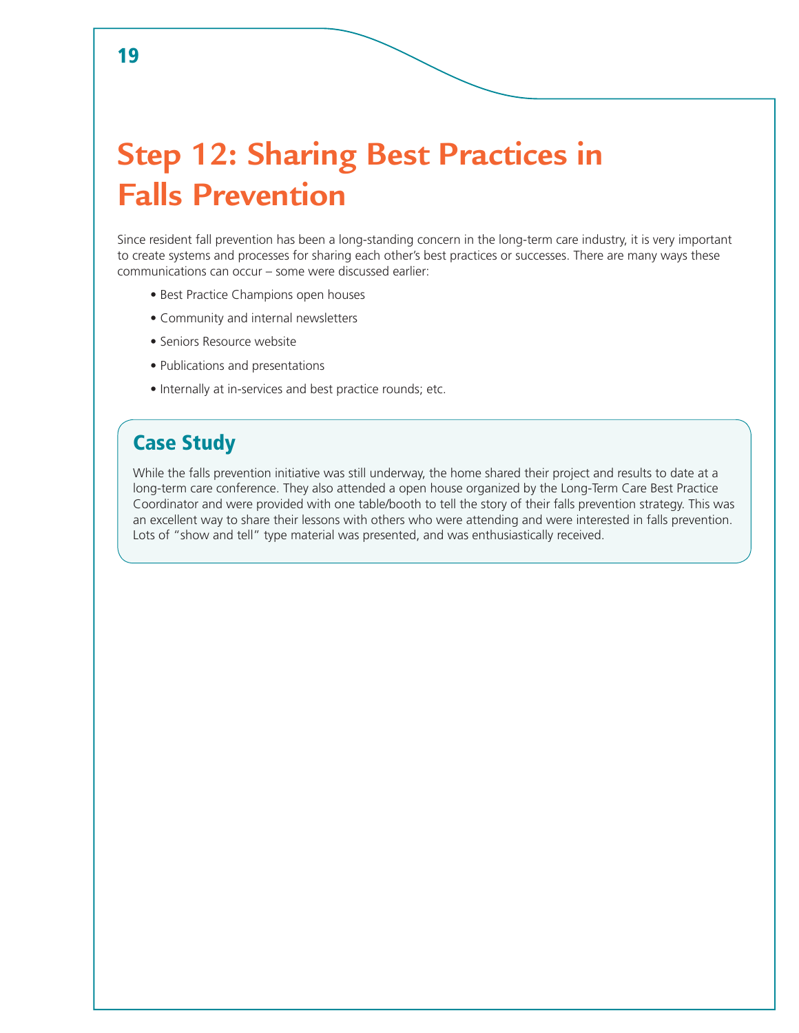# Step 12: Sharing Best Practices in Falls Prevention

Since resident fall prevention has been a long-standing concern in the long-term care industry, it is very important to create systems and processes for sharing each other's best practices or successes. There are many ways these communications can occur – some were discussed earlier:

- Best Practice Champions open houses
- Community and internal newsletters
- Seniors Resource website
- Publications and presentations
- Internally at in-services and best practice rounds; etc.

## Case Study

While the falls prevention initiative was still underway, the home shared their project and results to date at a long-term care conference. They also attended a open house organized by the Long-Term Care Best Practice Coordinator and were provided with one table/booth to tell the story of their falls prevention strategy. This was an excellent way to share their lessons with others who were attending and were interested in falls prevention. Lots of "show and tell" type material was presented, and was enthusiastically received.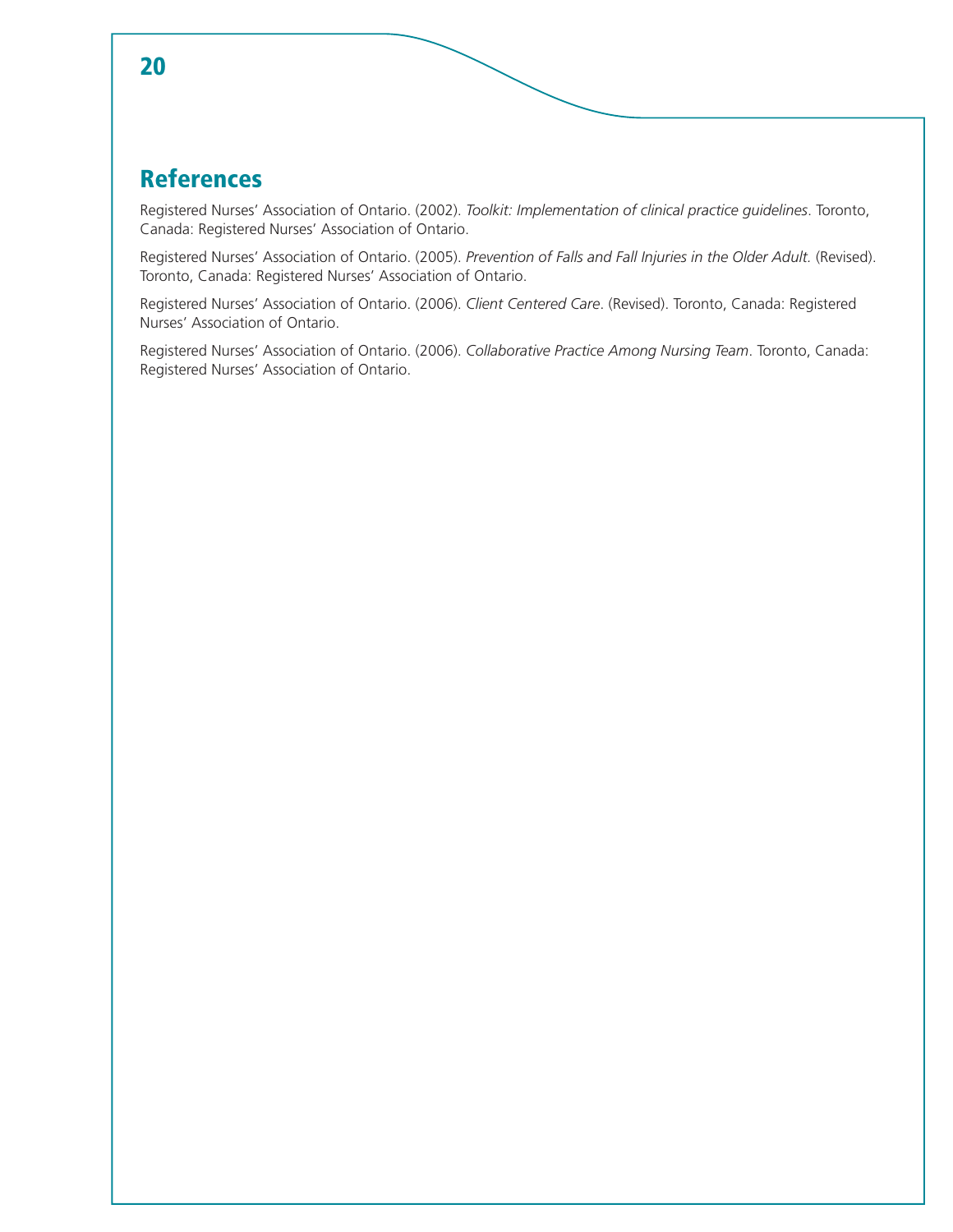## References

Registered Nurses' Association of Ontario. (2002). *Toolkit: Implementation of clinical practice guidelines*. Toronto, Canada: Registered Nurses' Association of Ontario.

Registered Nurses' Association of Ontario. (2005). *Prevention of Falls and Fall Injuries in the Older Adult*. (Revised). Toronto, Canada: Registered Nurses' Association of Ontario.

Registered Nurses' Association of Ontario. (2006). *Client Centered Care*. (Revised). Toronto, Canada: Registered Nurses' Association of Ontario.

Registered Nurses' Association of Ontario. (2006). *Collaborative Practice Among Nursing Team*. Toronto, Canada: Registered Nurses' Association of Ontario.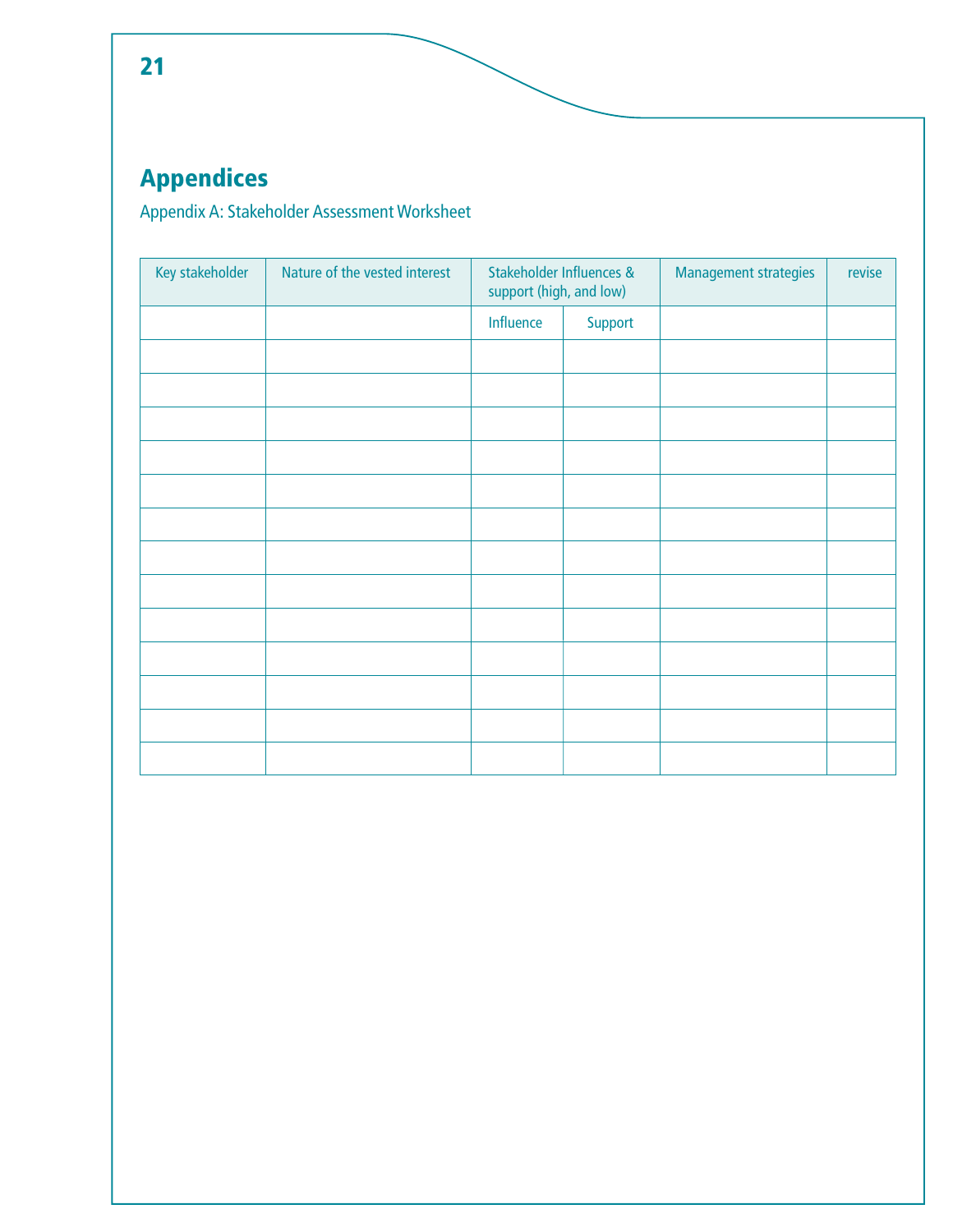# Appendices

Appendix A: Stakeholder Assessment Worksheet

| Key stakeholder | Nature of the vested interest | Stakeholder Influences & support (high, and low) | | Management strategies | revise |
|---|---|---|---|---|---|
| | | Influence | Support | | |
| | | | | | |
| | | | | | |
| | | | | | |
| | | | | | |
| | | | | | |
| | | | | | |
| | | | | | |
| | | | | | |
| | | | | | |
| | | | | | |
| | | | | | |
| | | | | | |
| | | | | | |